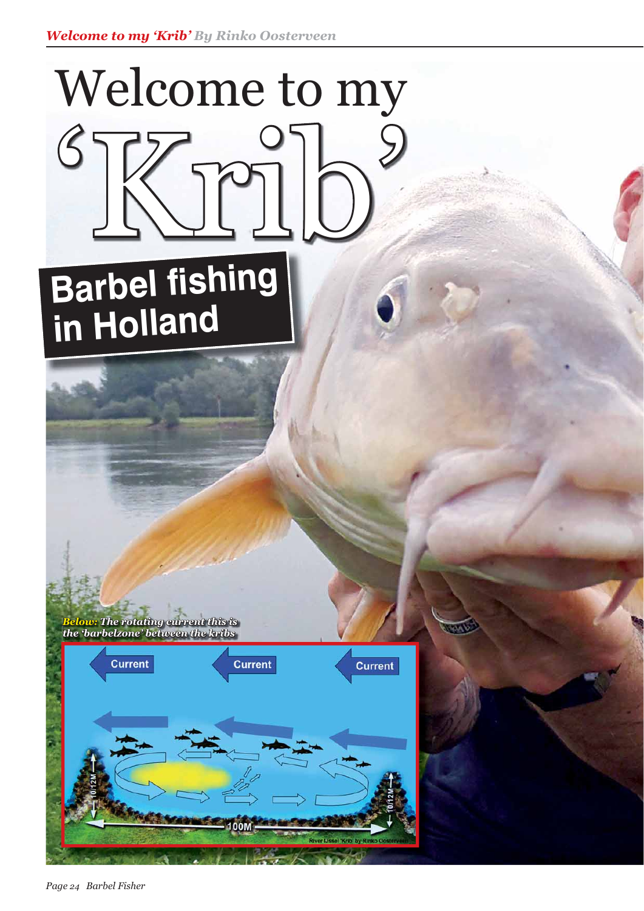# Welcome to my 'Krib'

## Barbel fishing in Holland

***Below:** The rotating current this is the 'barbelzone' between the kribs*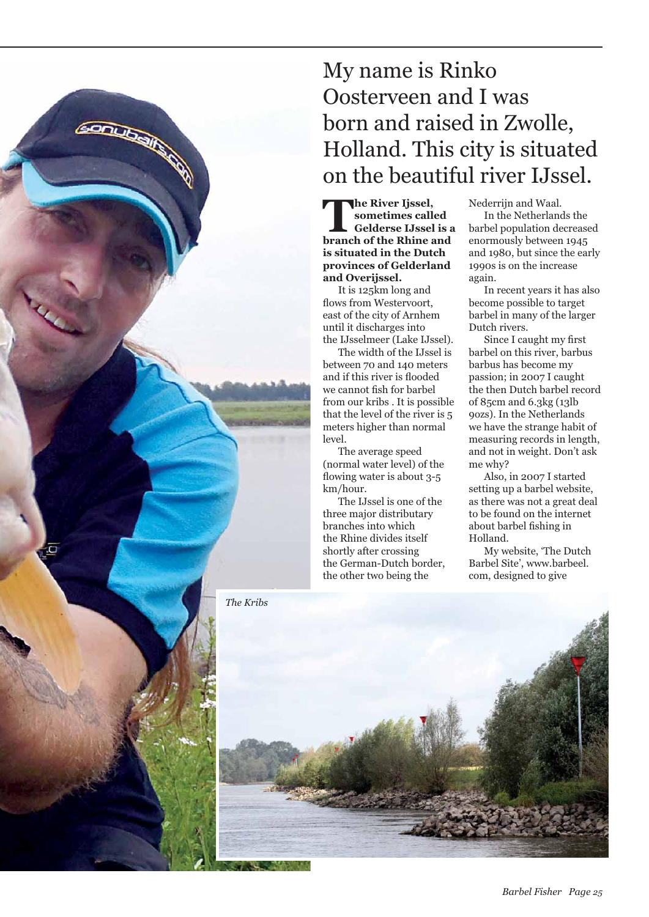# My name is Rinko Oosterveen and I was born and raised in Zwolle, Holland. This city is situated on the beautiful river IJssel.

**The River Ijssel, sometimes called Gelderse IJssel is a branch of the Rhine and is situated in the Dutch provinces of Gelderland and Overijssel.**

It is 125km long and flows from Westervoort, east of the city of Arnhem until it discharges into the IJsselmeer (Lake IJssel).

The width of the IJssel is between 70 and 140 meters and if this river is flooded we cannot fish for barbel from our kribs . It is possible that the level of the river is 5 meters higher than normal level.

The average speed (normal water level) of the flowing water is about 3-5 km/hour.

The IJssel is one of the three major distributary branches into which the Rhine divides itself shortly after crossing the German-Dutch border, the other two being the Nederrijn and Waal.

In the Netherlands the barbel population decreased enormously between 1945 and 1980, but since the early 1990s is on the increase again.

In recent years it has also become possible to target barbel in many of the larger Dutch rivers.

Since I caught my first barbel on this river, barbus barbus has become my passion; in 2007 I caught the then Dutch barbel record of 85cm and 6.3kg (13lb 9ozs). In the Netherlands we have the strange habit of measuring records in length, and not in weight. Don't ask me why?

Also, in 2007 I started setting up a barbel website, as there was not a great deal to be found on the internet about barbel fishing in Holland.

My website, 'The Dutch Barbel Site', www.barbeel.com, designed to give

*The Kribs*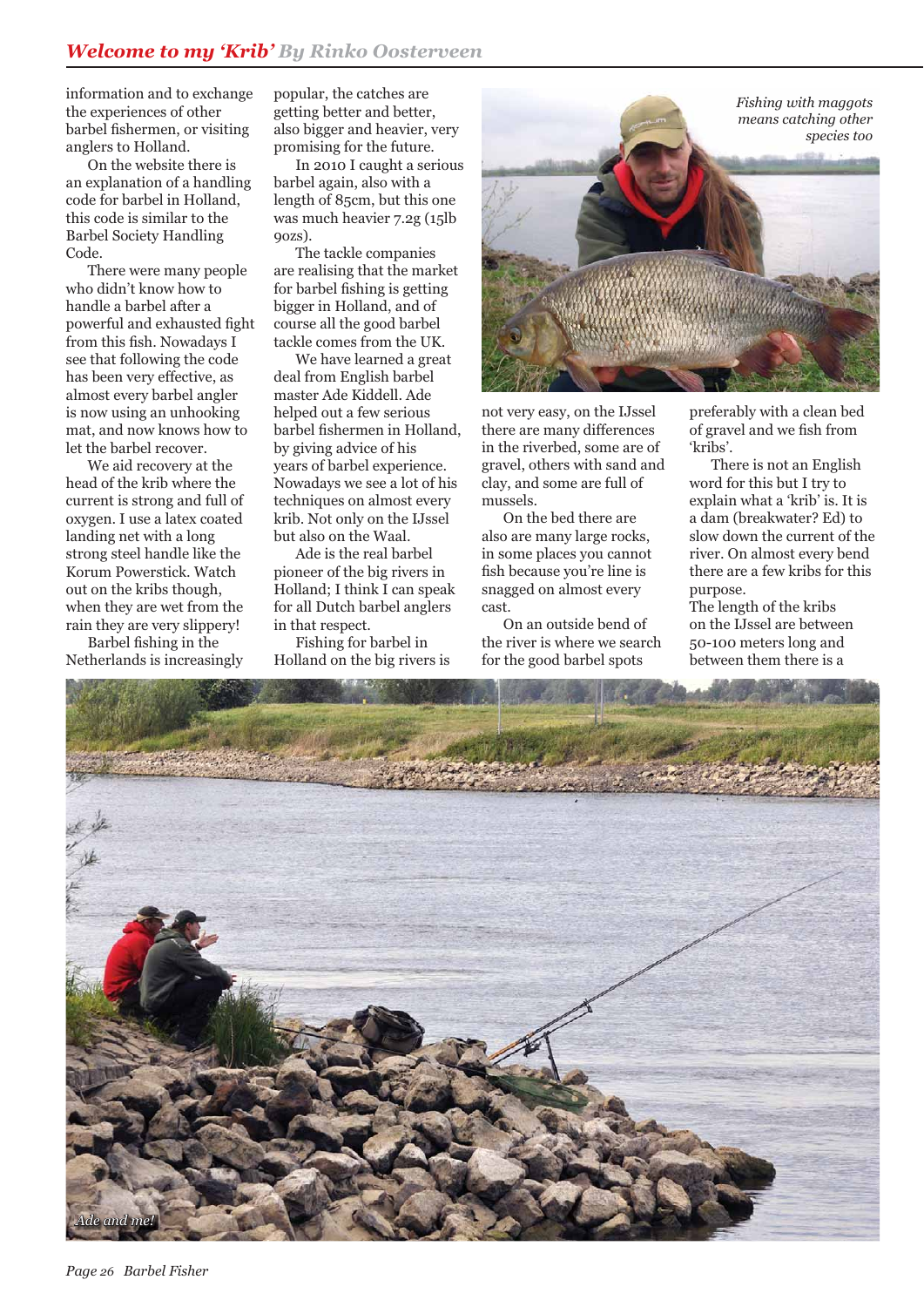information and to exchange the experiences of other barbel fishermen, or visiting anglers to Holland.

On the website there is an explanation of a handling code for barbel in Holland, this code is similar to the Barbel Society Handling Code.

There were many people who didn't know how to handle a barbel after a powerful and exhausted fight from this fish. Nowadays I see that following the code has been very effective, as almost every barbel angler is now using an unhooking mat, and now knows how to let the barbel recover.

We aid recovery at the head of the krib where the current is strong and full of oxygen. I use a latex coated landing net with a long strong steel handle like the Korum Powerstick. Watch out on the kribs though, when they are wet from the rain they are very slippery!

Barbel fishing in the Netherlands is increasingly popular, the catches are getting better and better, also bigger and heavier, very promising for the future.

In 2010 I caught a serious barbel again, also with a length of 85cm, but this one was much heavier 7.2g (15lb 9ozs).

The tackle companies are realising that the market for barbel fishing is getting bigger in Holland, and of course all the good barbel tackle comes from the UK.

We have learned a great deal from English barbel master Ade Kiddell. Ade helped out a few serious barbel fishermen in Holland, by giving advice of his years of barbel experience. Nowadays we see a lot of his techniques on almost every krib. Not only on the IJssel but also on the Waal.

Ade is the real barbel pioneer of the big rivers in Holland; I think I can speak for all Dutch barbel anglers in that respect.

Fishing for barbel in Holland on the big rivers is not very easy, on the IJssel there are many differences in the riverbed, some are of gravel, others with sand and clay, and some are full of mussels.

On the bed there are also are many large rocks, in some places you cannot fish because you're line is snagged on almost every cast.

On an outside bend of the river is where we search for the good barbel spots preferably with a clean bed of gravel and we fish from 'kribs'.

There is not an English word for this but I try to explain what a 'krib' is. It is a dam (breakwater? Ed) to slow down the current of the river. On almost every bend there are a few kribs for this purpose.

The length of the kribs on the IJssel are between 50-100 meters long and between them there is a

*Fishing with maggots means catching other species too*

*Ade and me!*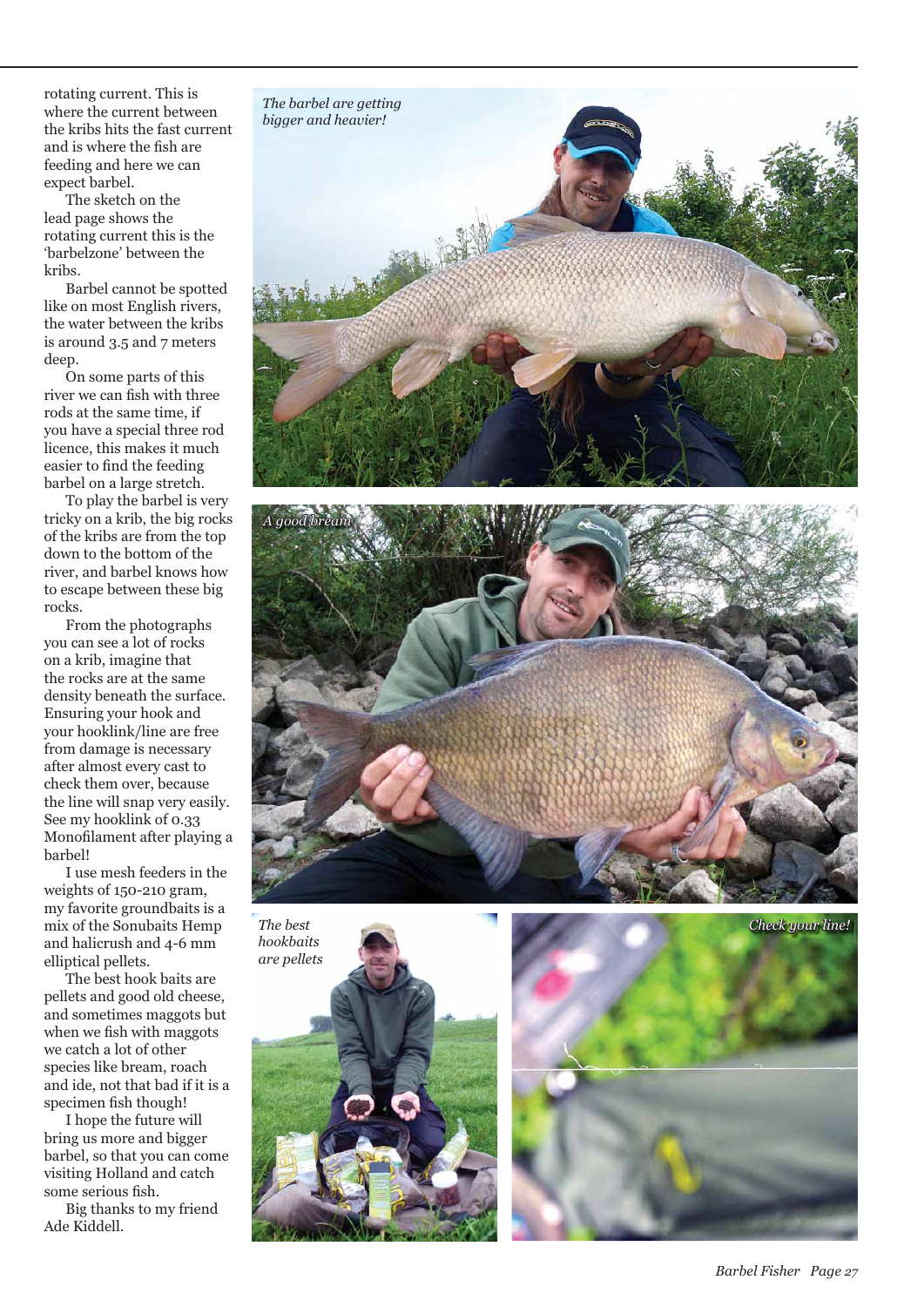rotating current. This is where the current between the kribs hits the fast current and is where the fish are feeding and here we can expect barbel.

The sketch on the lead page shows the rotating current this is the 'barbelzone' between the kribs.

Barbel cannot be spotted like on most English rivers, the water between the kribs is around 3.5 and 7 meters deep.

On some parts of this river we can fish with three rods at the same time, if you have a special three rod licence, this makes it much easier to find the feeding barbel on a large stretch.

To play the barbel is very tricky on a krib, the big rocks of the kribs are from the top down to the bottom of the river, and barbel knows how to escape between these big rocks.

From the photographs you can see a lot of rocks on a krib, imagine that the rocks are at the same density beneath the surface. Ensuring your hook and your hooklink/line are free from damage is necessary after almost every cast to check them over, because the line will snap very easily. See my hooklink of 0.33 Monofilament after playing a barbel!

I use mesh feeders in the weights of 150-210 gram, my favorite groundbaits is a mix of the Sonubaits Hemp and halicrush and 4-6 mm elliptical pellets.

The best hook baits are pellets and good old cheese, and sometimes maggots but when we fish with maggots we catch a lot of other species like bream, roach and ide, not that bad if it is a specimen fish though!

I hope the future will bring us more and bigger barbel, so that you can come visiting Holland and catch some serious fish.

Big thanks to my friend Ade Kiddell.

*The barbel are getting bigger and heavier!*

*A good bream*

*The best hookbaits are pellets*

*Check your line!*